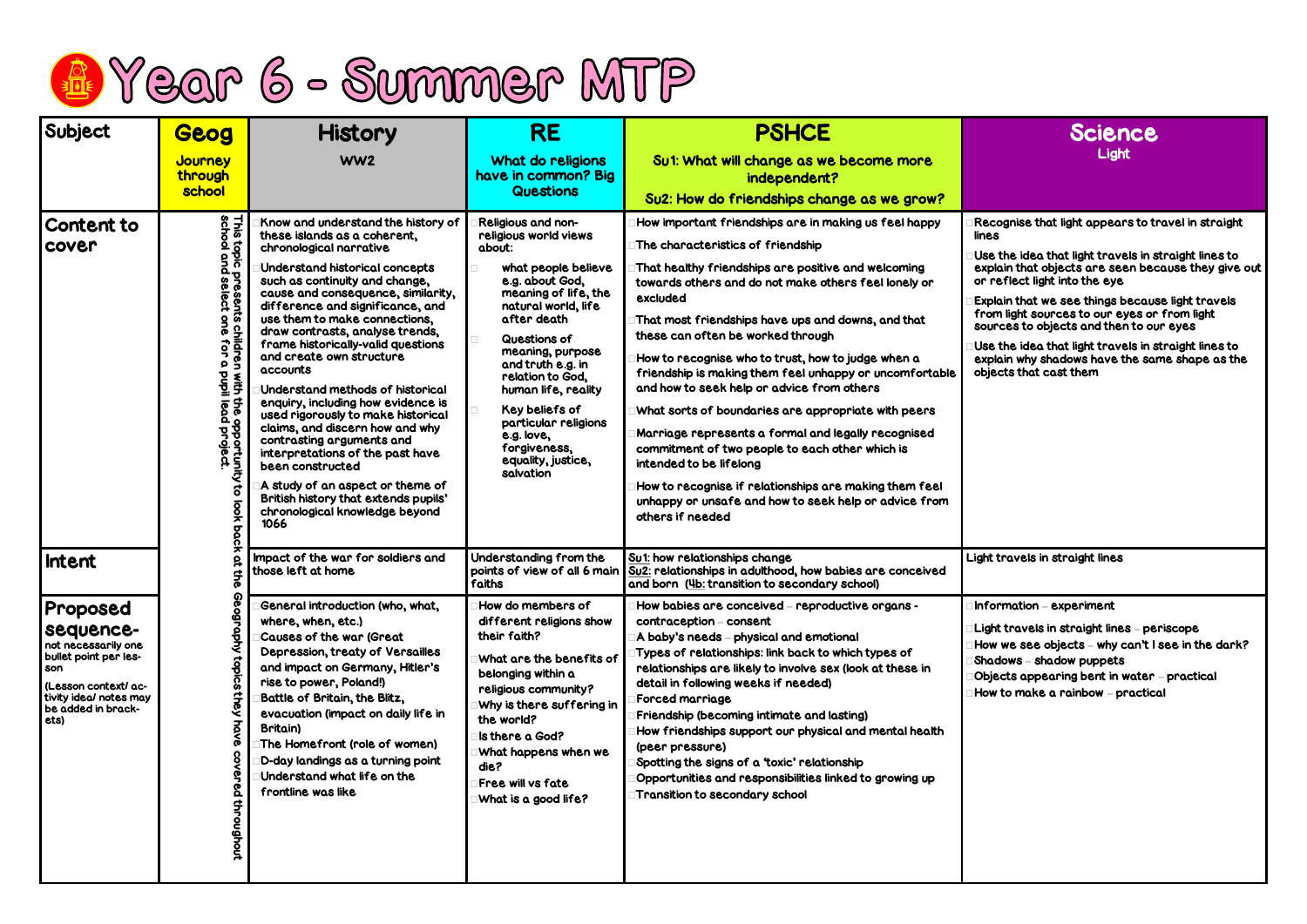# Year 6 - Summer MTP

| Subject | Geog<br>Journey through school | History<br>WW2 | RE<br>What do religions have in common? Big Questions | PSHCE<br>Su1: What will change as we become more independent?<br>Su2: How do friendships change as we grow? | Science<br>Light |
|---|---|---|---|---|---|
| **Content to cover** | This topic presents children with the opportunity to look back at the Geography topics they have covered throughout school and select one for a pupil lead project. | Know and understand the history of these islands as a coherent, chronological narrative<br>Understand historical concepts such as continuity and change, cause and consequence, similarity, difference and significance, and use them to make connections, draw contrasts, analyse trends, frame historically-valid questions and create own structure accounts<br>Understand methods of historical enquiry, including how evidence is used rigorously to make historical claims, and discern how and why contrasting arguments and interpretations of the past have been constructed<br>A study of an aspect or theme of British history that extends pupils' chronological knowledge beyond 1066 | Religious and non-religious world views about:<br>what people believe e.g. about God, meaning of life, the natural world, life after death<br>Questions of meaning, purpose and truth e.g. in relation to God, human life, reality<br>Key beliefs of particular religions e.g. love, forgiveness, equality, justice, salvation | How important friendships are in making us feel happy<br>The characteristics of friendship<br>That healthy friendships are positive and welcoming towards others and do not make others feel lonely or excluded<br>That most friendships have ups and downs, and that these can often be worked through<br>How to recognise who to trust, how to judge when a friendship is making them feel unhappy or uncomfortable and how to seek help or advice from others<br>What sorts of boundaries are appropriate with peers<br>Marriage represents a formal and legally recognised commitment of two people to each other which is intended to be lifelong<br>How to recognise if relationships are making them feel unhappy or unsafe and how to seek help or advice from others if needed | Recognise that light appears to travel in straight lines<br>Use the idea that light travels in straight lines to explain that objects are seen because they give out or reflect light into the eye<br>Explain that we see things because light travels from light sources to our eyes or from light sources to objects and then to our eyes<br>Use the idea that light travels in straight lines to explain why shadows have the same shape as the objects that cast them |
| **Intent** | | Impact of the war for soldiers and those left at home | Understanding from the points of view of all 6 main faiths | Su1: how relationships change<br>Su2: relationships in adulthood, how babies are conceived and born (4b: transition to secondary school) | Light travels in straight lines |
| **Proposed sequence-** not necessarily one bullet point per lesson (Lesson context/ activity idea/ notes may be added in brackets) | | General introduction (who, what, where, when, etc.)<br>Causes of the war (Great Depression, treaty of Versailles and impact on Germany, Hitler's rise to power, Poland!)<br>Battle of Britain, the Blitz, evacuation (impact on daily life in Britain)<br>The Homefront (role of women)<br>D-day landings as a turning point<br>Understand what life on the frontline was like | How do members of different religions show their faith?<br>What are the benefits of belonging within a religious community?<br>Why is there suffering in the world?<br>Is there a God?<br>What happens when we die?<br>Free will vs fate<br>What is a good life? | How babies are conceived – reproductive organs - contraception – consent<br>A baby's needs – physical and emotional<br>Types of relationships: link back to which types of relationships are likely to involve sex (look at these in detail in following weeks if needed)<br>Forced marriage<br>Friendship (becoming intimate and lasting)<br>How friendships support our physical and mental health (peer pressure)<br>Spotting the signs of a 'toxic' relationship<br>Opportunities and responsibilities linked to growing up<br>Transition to secondary school | Information – experiment<br>Light travels in straight lines – periscope<br>How we see objects – why can't I see in the dark?<br>Shadows – shadow puppets<br>Objects appearing bent in water – practical<br>How to make a rainbow – practical |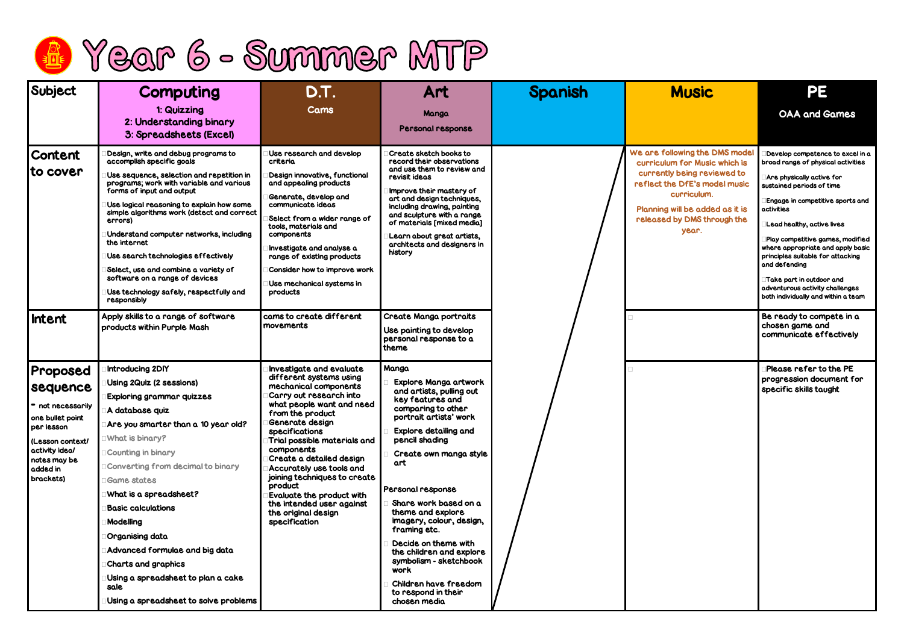# Year 6 - Summer MTP

| Subject | Computing<br>1: Quizzing<br>2: Understanding binary<br>3: Spreadsheets (Excel) | D.T.<br>Cams | Art<br>Manga<br>Personal response | Spanish | Music | PE<br>OAA and Games |
|---|---|---|---|---|---|---|
| Content to cover | Design, write and debug programs to accomplish specific goals<br>Use sequence, selection and repetition in programs; work with variable and various forms of input and output<br>Use logical reasoning to explain how some simple algorithms work (detect and correct errors)<br>Understand computer networks, including the internet<br>Use search technologies effectively<br>Select, use and combine a variety of software on a range of devices<br>Use technology safely, respectfully and responsibly | Use research and develop criteria<br>Design innovative, functional and appealing products<br>Generate, develop and communicate ideas<br>Select from a wider range of tools, materials and components<br>Investigate and analyse a range of existing products<br>Consider how to improve work<br>Use mechanical systems in products | Create sketch books to record their observations and use them to review and revisit ideas<br>Improve their mastery of art and design techniques, including drawing, painting and sculpture with a range of materials [mixed media]<br>Learn about great artists, architects and designers in history | | We are following the DMS model curriculum for Music which is currently being reviewed to reflect the DfE's model music curriculum.<br>Planning will be added as it is released by DMS through the year. | Develop competence to excel in a broad range of physical activities<br>Are physically active for sustained periods of time<br>Engage in competitive sports and activities<br>Lead healthy, active lives<br>Play competitive games, modified where appropriate and apply basic principles suitable for attacking and defending<br>Take part in outdoor and adventurous activity challenges both individually and within a team |
| Intent | Apply skills to a range of software products within Purple Mash | cams to create different movements | Create Manga portraits<br>Use painting to develop personal response to a theme | | | Be ready to compete in a chosen game and communicate effectively |
| Proposed sequence<br>- not necessarily one bullet point per lesson<br>(Lesson context/ activity idea/ notes may be added in brackets) | Introducing 2DIY<br>Using 2Quiz (2 sessions)<br>Exploring grammar quizzes<br>A database quiz<br>Are you smarter than a 10 year old?<br>What is binary?<br>Counting in binary<br>Converting from decimal to binary<br>Game states<br>What is a spreadsheet?<br>Basic calculations<br>Modelling<br>Organising data<br>Advanced formulae and big data<br>Charts and graphics<br>Using a spreadsheet to plan a cake sale<br>Using a spreadsheet to solve problems | Investigate and evaluate different systems using mechanical components<br>Carry out research into what people want and need from the product<br>Generate design specifications<br>Trial possible materials and components<br>Create a detailed design<br>Accurately use tools and joining techniques to create product<br>Evaluate the product with the intended user against the original design specification | Manga<br>Explore Manga artwork and artists, pulling out key features and comparing to other portrait artists' work<br>Explore detailing and pencil shading<br>Create own manga style art<br><br>Personal response<br>Share work based on a theme and explore imagery, colour, design, framing etc.<br>Decide on theme with the children and explore symbolism - sketchbook work<br>Children have freedom to respond in their chosen media | | | Please refer to the PE progression document for specific skills taught |